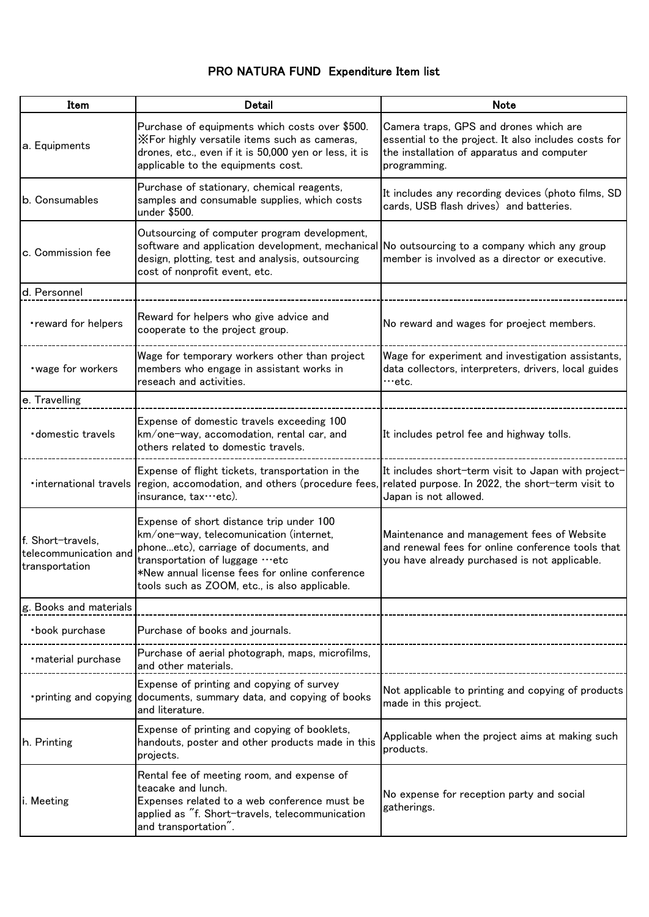# PRO NATURA FUND Expenditure Item list

| Item | Detail | Note |
|---|---|---|
| a. Equipments | Purchase of equipments which costs over $500. ※For highly versatile items such as cameras, drones, etc., even if it is 50,000 yen or less, it is applicable to the equipments cost. | Camera traps, GPS and drones which are essential to the project. It also includes costs for the installation of apparatus and computer programming. |
| b. Consumables | Purchase of stationary, chemical reagents, samples and consumable supplies, which costs under $500. | It includes any recording devices (photo films, SD cards, USB flash drives) and batteries. |
| c. Commission fee | Outsourcing of computer program development, software and application development, mechanical design, plotting, test and analysis, outsourcing cost of nonprofit event, etc. | No outsourcing to a company which any group member is involved as a director or executive. |
| d. Personnel | | |
| ・reward for helpers | Reward for helpers who give advice and cooperate to the project group. | No reward and wages for proeject members. |
| ・wage for workers | Wage for temporary workers other than project members who engage in assistant works in reseach and activities. | Wage for experiment and investigation assistants, data collectors, interpreters, drivers, local guides …etc. |
| e. Travelling | | |
| ・domestic travels | Expense of domestic travels exceeding 100 km/one-way, accomodation, rental car, and others related to domestic travels. | It includes petrol fee and highway tolls. |
| ・international travels | Expense of flight tickets, transportation in the region, accomodation, and others (procedure fees, insurance, tax…etc). | It includes short-term visit to Japan with project-related purpose. In 2022, the short-term visit to Japan is not allowed. |
| f. Short-travels, telecommunication and transportation | Expense of short distance trip under 100 km/one-way, telecomunication (internet, phone...etc), carriage of documents, and transportation of luggage …etc *New annual license fees for online conference tools such as ZOOM, etc., is also applicable. | Maintenance and management fees of Website and renewal fees for online conference tools that you have already purchased is not applicable. |
| g. Books and materials | | |
| ・book purchase | Purchase of books and journals. | |
| ・material purchase | Purchase of aerial photograph, maps, microfilms, and other materials. | |
| ・printing and copying | Expense of printing and copying of survey documents, summary data, and copying of books and literature. | Not applicable to printing and copying of products made in this project. |
| h. Printing | Expense of printing and copying of booklets, handouts, poster and other products made in this projects. | Applicable when the project aims at making such products. |
| i. Meeting | Rental fee of meeting room, and expense of teacake and lunch. Expenses related to a web conference must be applied as ″f. Short-travels, telecommunication and transportation″. | No expense for reception party and social gatherings. |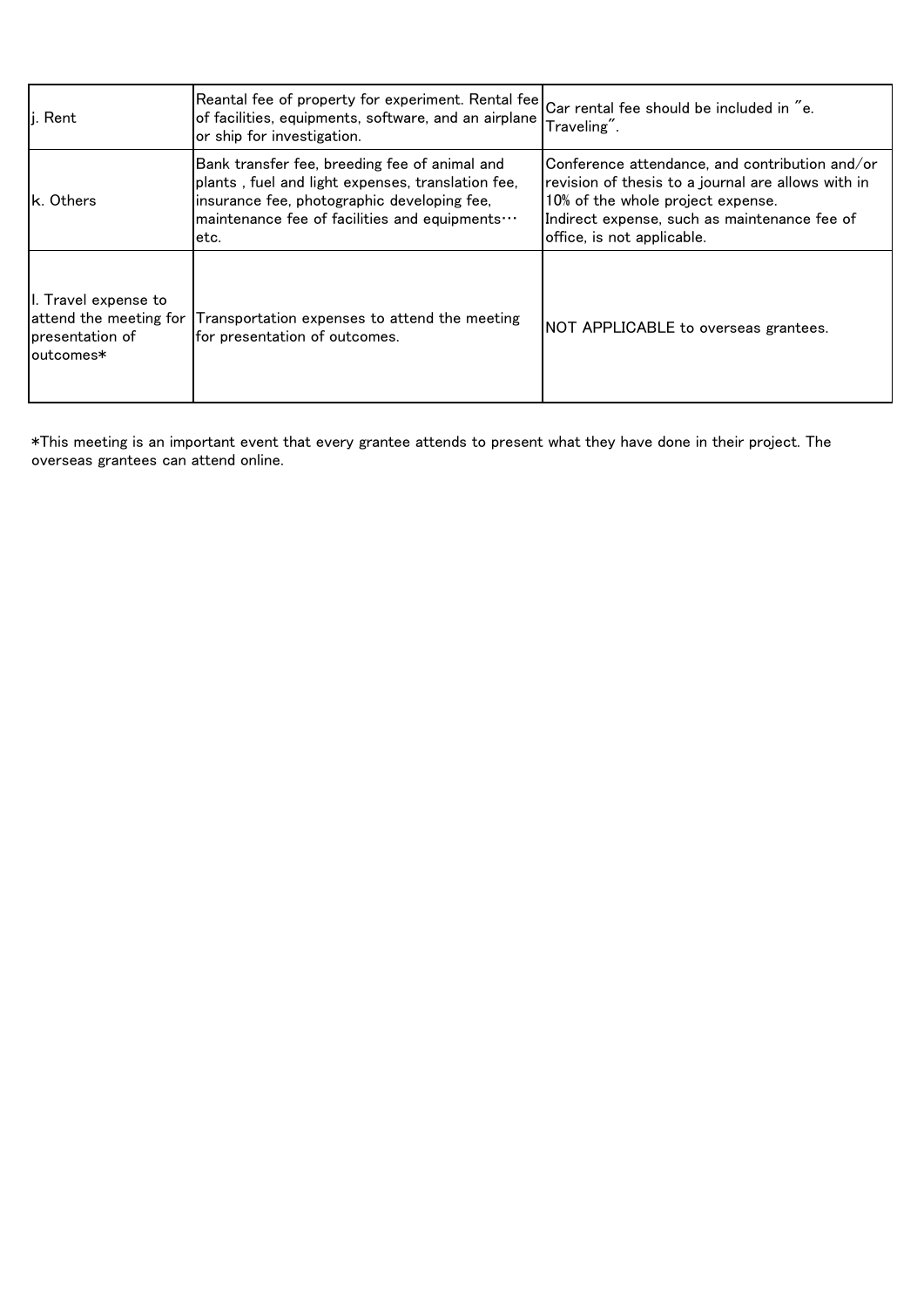| | | |
|---|---|---|
| j. Rent | Reantal fee of property for experiment. Rental fee of facilities, equipments, software, and an airplane or ship for investigation. | Car rental fee should be included in "e. Traveling". |
| k. Others | Bank transfer fee, breeding fee of animal and plants , fuel and light expenses, translation fee, insurance fee, photographic developing fee, maintenance fee of facilities and equipments… etc. | Conference attendance, and contribution and/or revision of thesis to a journal are allows with in 10% of the whole project expense.<br>Indirect expense, such as maintenance fee of office, is not applicable. |
| l. Travel expense to attend the meeting for presentation of outcomes* | Transportation expenses to attend the meeting for presentation of outcomes. | NOT APPLICABLE to overseas grantees. |

*This meeting is an important event that every grantee attends to present what they have done in their project. The overseas grantees can attend online.